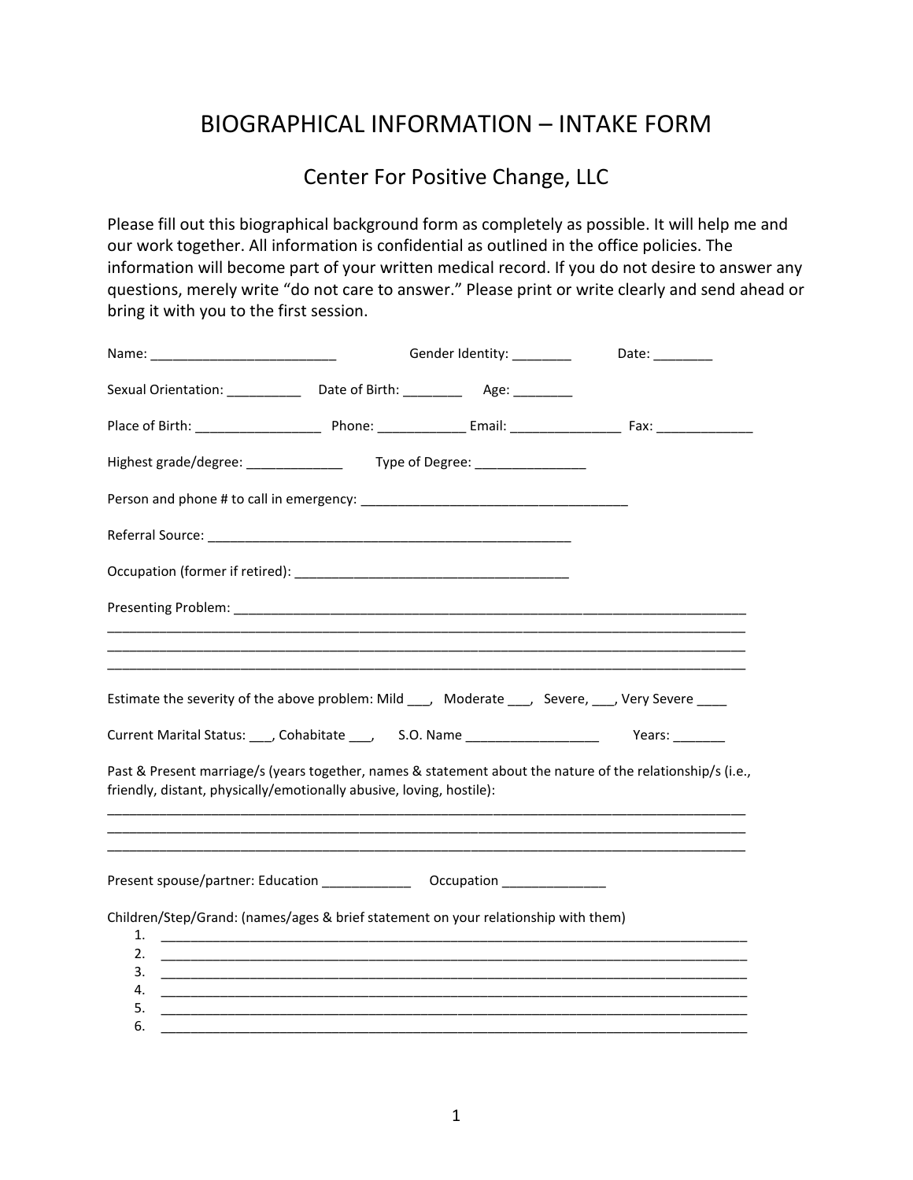# BIOGRAPHICAL INFORMATION – INTAKE FORM

## Center For Positive Change, LLC

Please fill out this biographical background form as completely as possible. It will help me and our work together. All information is confidential as outlined in the office policies. The information will become part of your written medical record. If you do not desire to answer any questions, merely write "do not care to answer." Please print or write clearly and send ahead or bring it with you to the first session.

Name: _________________________ Gender Identity: ________ Date: ________

Sexual Orientation: __________ Date of Birth: ________ Age: ________

Place of Birth: _________________ Phone: ____________ Email: _______________ Fax: _____________

Highest grade/degree: _____________ Type of Degree: _______________

Person and phone # to call in emergency: ____________________________________

Referral Source: __________________________________________________

Occupation (former if retired): ____________________________________

Presenting Problem: ________________________________________________________________________
_____________________________________________________________________________________
_____________________________________________________________________________________
_____________________________________________________________________________________

Estimate the severity of the above problem: Mild ___, Moderate ___, Severe, ___, Very Severe ____

Current Marital Status: ___, Cohabitate ___, S.O. Name __________________ Years: _______

Past & Present marriage/s (years together, names & statement about the nature of the relationship/s (i.e., friendly, distant, physically/emotionally abusive, loving, hostile):
_____________________________________________________________________________________
_____________________________________________________________________________________
_____________________________________________________________________________________

Present spouse/partner: Education ____________ Occupation ______________

Children/Step/Grand: (names/ages & brief statement on your relationship with them)

1. ________________________________________________________________________________
2. ________________________________________________________________________________
3. ________________________________________________________________________________
4. ________________________________________________________________________________
5. ________________________________________________________________________________
6. ________________________________________________________________________________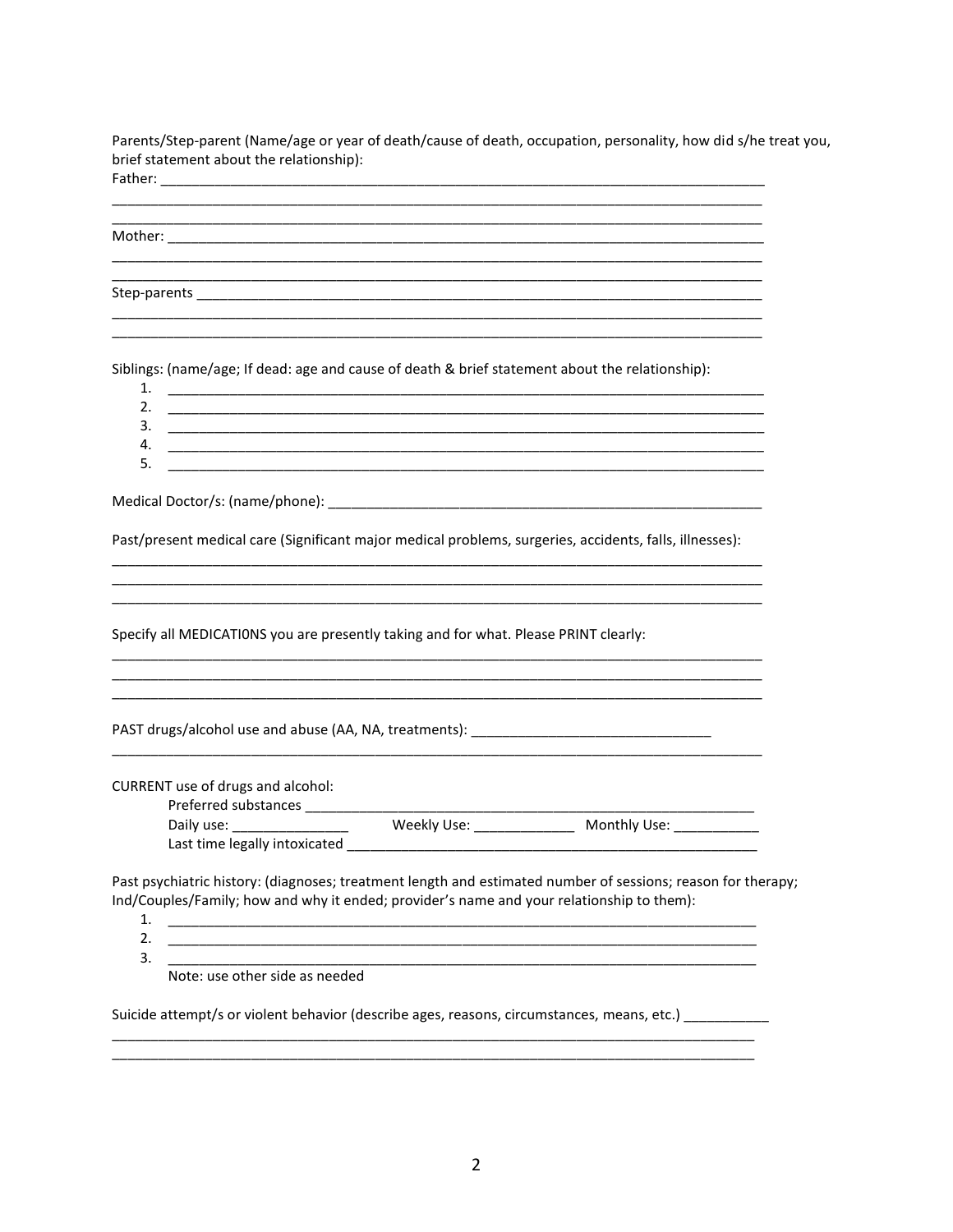Parents/Step-parent (Name/age or year of death/cause of death, occupation, personality, how did s/he treat you, brief statement about the relationship):

Father: ___________________________________________________________________________

___________________________________________________________________________________

___________________________________________________________________________________

Mother: ___________________________________________________________________________

___________________________________________________________________________________

___________________________________________________________________________________

Step-parents ________________________________________________________________________

___________________________________________________________________________________

___________________________________________________________________________________

Siblings: (name/age; If dead: age and cause of death & brief statement about the relationship):

1. ________________________________________________________________________________
2. ________________________________________________________________________________
3. ________________________________________________________________________________
4. ________________________________________________________________________________
5. ________________________________________________________________________________

Medical Doctor/s: (name/phone): _________________________________________________________

Past/present medical care (Significant major medical problems, surgeries, accidents, falls, illnesses):

___________________________________________________________________________________

___________________________________________________________________________________

___________________________________________________________________________________

Specify all MEDICATI0NS you are presently taking and for what. Please PRINT clearly:

___________________________________________________________________________________

___________________________________________________________________________________

___________________________________________________________________________________

PAST drugs/alcohol use and abuse (AA, NA, treatments): _______________________________

___________________________________________________________________________________

CURRENT use of drugs and alcohol:

Preferred substances ______________________________________________________________

Daily use: _______________ Weekly Use: _____________ Monthly Use: ___________

Last time legally intoxicated _________________________________________________________

Past psychiatric history: (diagnoses; treatment length and estimated number of sessions; reason for therapy; Ind/Couples/Family; how and why it ended; provider's name and your relationship to them):

1. ________________________________________________________________________________
2. ________________________________________________________________________________
3. ________________________________________________________________________________

Note: use other side as needed

Suicide attempt/s or violent behavior (describe ages, reasons, circumstances, means, etc.) ___________

___________________________________________________________________________________

___________________________________________________________________________________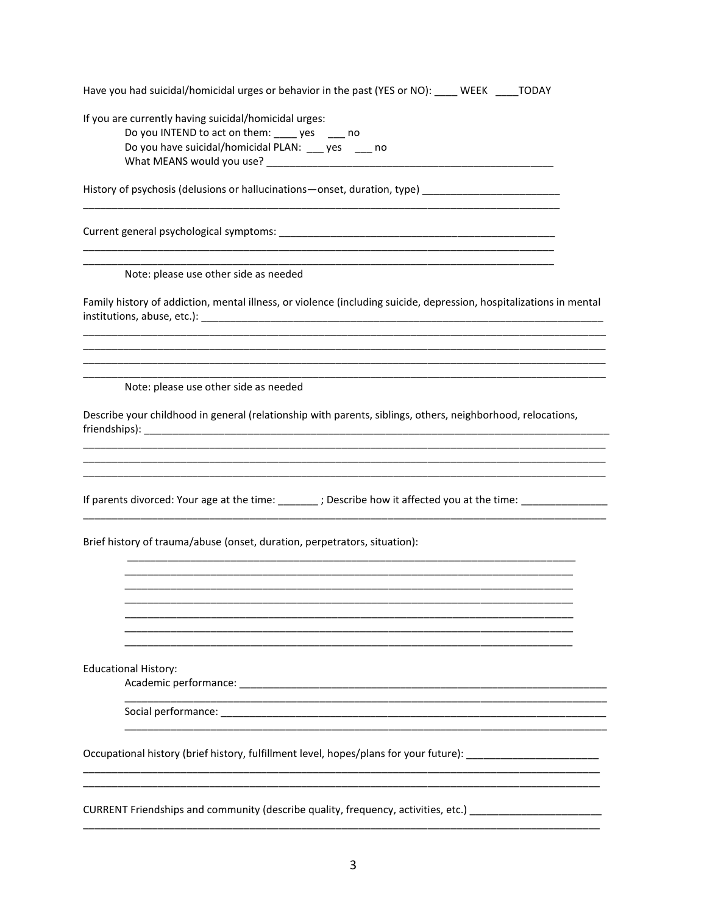Have you had suicidal/homicidal urges or behavior in the past (YES or NO): ____ WEEK ____TODAY

If you are currently having suicidal/homicidal urges:

Do you INTEND to act on them: ____ yes ___ no

Do you have suicidal/homicidal PLAN: ___ yes ___ no

What MEANS would you use? ____________________________________________________

History of psychosis (delusions or hallucinations—onset, duration, type) ________________________
_____________________________________________________________________________________

Current general psychological symptoms: __________________________________________________
_____________________________________________________________________________________
_____________________________________________________________________________________

Note: please use other side as needed

Family history of addiction, mental illness, or violence (including suicide, depression, hospitalizations in mental institutions, abuse, etc.): ___________________________________________________________________________
_____________________________________________________________________________________
_____________________________________________________________________________________
_____________________________________________________________________________________
_____________________________________________________________________________________

Note: please use other side as needed

Describe your childhood in general (relationship with parents, siblings, others, neighborhood, relocations, friendships): ____________________________________________________________________________________
_____________________________________________________________________________________
_____________________________________________________________________________________
_____________________________________________________________________________________

If parents divorced: Your age at the time: _______ ; Describe how it affected you at the time: ______________
_____________________________________________________________________________________

Brief history of trauma/abuse (onset, duration, perpetrators, situation):

_____________________________________________________________________________________
_____________________________________________________________________________________
_____________________________________________________________________________________
_____________________________________________________________________________________
_____________________________________________________________________________________
_____________________________________________________________________________________
_____________________________________________________________________________________

Educational History:

Academic performance: ______________________________________________________________
_____________________________________________________________________________________

Social performance: _________________________________________________________________
_____________________________________________________________________________________

Occupational history (brief history, fulfillment level, hopes/plans for your future): _______________________
_____________________________________________________________________________________
_____________________________________________________________________________________

CURRENT Friendships and community (describe quality, frequency, activities, etc.) _______________________
_____________________________________________________________________________________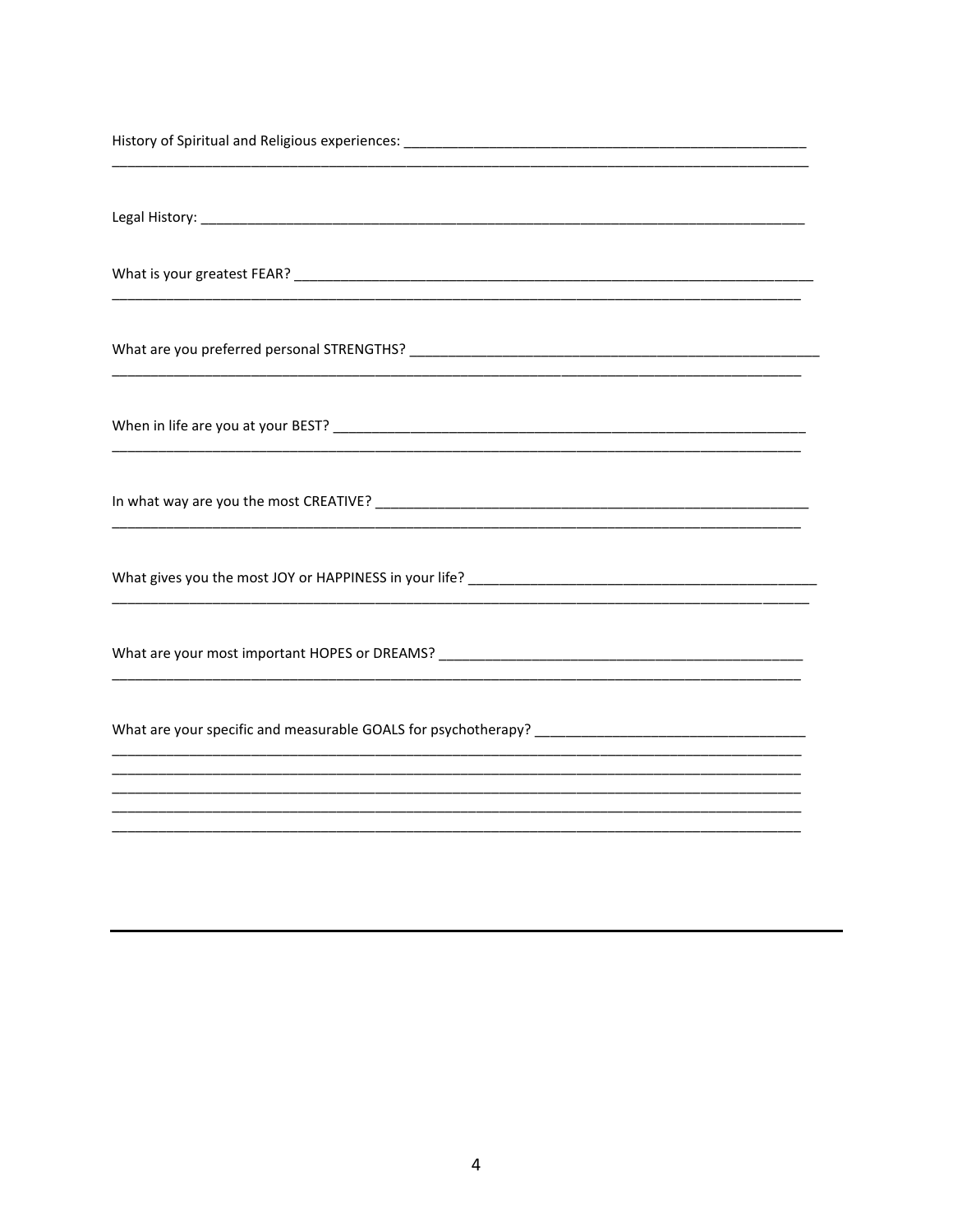History of Spiritual and Religious experiences: ______________________________________________________
______________________________________________________________________________________________

Legal History: ______________________________________________________________________________________

What is your greatest FEAR? ______________________________________________________________________
______________________________________________________________________________________________

What are you preferred personal STRENGTHS? ___________________________________________________
______________________________________________________________________________________________

When in life are you at your BEST? _______________________________________________________________
______________________________________________________________________________________________

In what way are you the most CREATIVE? __________________________________________________________
______________________________________________________________________________________________

What gives you the most JOY or HAPPINESS in your life? ___________________________________________
______________________________________________________________________________________________

What are your most important HOPES or DREAMS? _________________________________________________
______________________________________________________________________________________________

What are your specific and measurable GOALS for psychotherapy? ___________________________________
______________________________________________________________________________________________
______________________________________________________________________________________________
______________________________________________________________________________________________
______________________________________________________________________________________________
______________________________________________________________________________________________